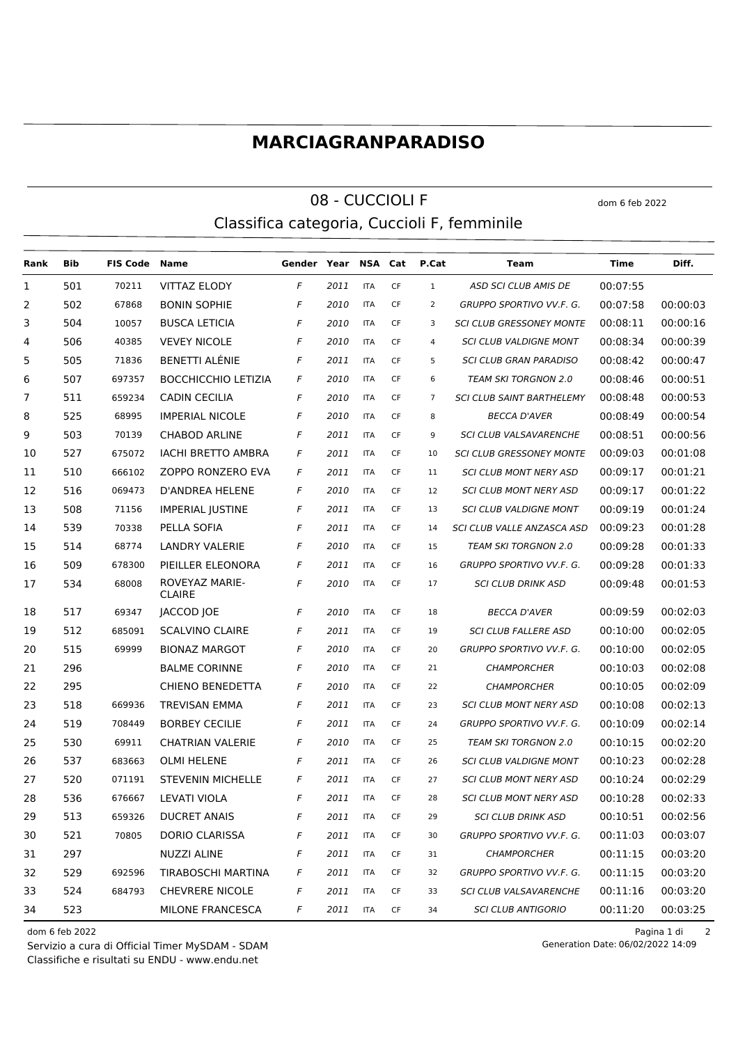# MARCIAGRANPARADISO

## 08 - CUCCIOLI F

dom 6 feb 2022

### Classifica categoria, Cuccioli F, femminile

| Rank | Bib | FIS Code | Name | Gender | Year | NSA | Cat | P.Cat | Team | Time | Diff. |
|---|---|---|---|---|---|---|---|---|---|---|---|
| 1 | 501 | 70211 | VITTAZ ELODY | F | 2011 | ITA | CF | 1 | ASD SCI CLUB AMIS DE | 00:07:55 | |
| 2 | 502 | 67868 | BONIN SOPHIE | F | 2010 | ITA | CF | 2 | GRUPPO SPORTIVO VV.F. G. | 00:07:58 | 00:00:03 |
| 3 | 504 | 10057 | BUSCA LETICIA | F | 2010 | ITA | CF | 3 | SCI CLUB GRESSONEY MONTE | 00:08:11 | 00:00:16 |
| 4 | 506 | 40385 | VEVEY NICOLE | F | 2010 | ITA | CF | 4 | SCI CLUB VALDIGNE MONT | 00:08:34 | 00:00:39 |
| 5 | 505 | 71836 | BENETTI ALÉNIE | F | 2011 | ITA | CF | 5 | SCI CLUB GRAN PARADISO | 00:08:42 | 00:00:47 |
| 6 | 507 | 697357 | BOCCHICCHIO LETIZIA | F | 2010 | ITA | CF | 6 | TEAM SKI TORGNON 2.0 | 00:08:46 | 00:00:51 |
| 7 | 511 | 659234 | CADIN CECILIA | F | 2010 | ITA | CF | 7 | SCI CLUB SAINT BARTHELEMY | 00:08:48 | 00:00:53 |
| 8 | 525 | 68995 | IMPERIAL NICOLE | F | 2010 | ITA | CF | 8 | BECCA D'AVER | 00:08:49 | 00:00:54 |
| 9 | 503 | 70139 | CHABOD ARLINE | F | 2011 | ITA | CF | 9 | SCI CLUB VALSAVARENCHE | 00:08:51 | 00:00:56 |
| 10 | 527 | 675072 | IACHI BRETTO AMBRA | F | 2011 | ITA | CF | 10 | SCI CLUB GRESSONEY MONTE | 00:09:03 | 00:01:08 |
| 11 | 510 | 666102 | ZOPPO RONZERO EVA | F | 2011 | ITA | CF | 11 | SCI CLUB MONT NERY ASD | 00:09:17 | 00:01:21 |
| 12 | 516 | 069473 | D'ANDREA HELENE | F | 2010 | ITA | CF | 12 | SCI CLUB MONT NERY ASD | 00:09:17 | 00:01:22 |
| 13 | 508 | 71156 | IMPERIAL JUSTINE | F | 2011 | ITA | CF | 13 | SCI CLUB VALDIGNE MONT | 00:09:19 | 00:01:24 |
| 14 | 539 | 70338 | PELLA SOFIA | F | 2011 | ITA | CF | 14 | SCI CLUB VALLE ANZASCA ASD | 00:09:23 | 00:01:28 |
| 15 | 514 | 68774 | LANDRY VALERIE | F | 2010 | ITA | CF | 15 | TEAM SKI TORGNON 2.0 | 00:09:28 | 00:01:33 |
| 16 | 509 | 678300 | PIEILLER ELEONORA | F | 2011 | ITA | CF | 16 | GRUPPO SPORTIVO VV.F. G. | 00:09:28 | 00:01:33 |
| 17 | 534 | 68008 | ROVEYAZ MARIE-CLAIRE | F | 2010 | ITA | CF | 17 | SCI CLUB DRINK ASD | 00:09:48 | 00:01:53 |
| 18 | 517 | 69347 | JACCOD JOE | F | 2010 | ITA | CF | 18 | BECCA D'AVER | 00:09:59 | 00:02:03 |
| 19 | 512 | 685091 | SCALVINO CLAIRE | F | 2011 | ITA | CF | 19 | SCI CLUB FALLERE ASD | 00:10:00 | 00:02:05 |
| 20 | 515 | 69999 | BIONAZ MARGOT | F | 2010 | ITA | CF | 20 | GRUPPO SPORTIVO VV.F. G. | 00:10:00 | 00:02:05 |
| 21 | 296 | | BALME CORINNE | F | 2010 | ITA | CF | 21 | CHAMPORCHER | 00:10:03 | 00:02:08 |
| 22 | 295 | | CHIENO BENEDETTA | F | 2010 | ITA | CF | 22 | CHAMPORCHER | 00:10:05 | 00:02:09 |
| 23 | 518 | 669936 | TREVISAN EMMA | F | 2011 | ITA | CF | 23 | SCI CLUB MONT NERY ASD | 00:10:08 | 00:02:13 |
| 24 | 519 | 708449 | BORBEY CECILIE | F | 2011 | ITA | CF | 24 | GRUPPO SPORTIVO VV.F. G. | 00:10:09 | 00:02:14 |
| 25 | 530 | 69911 | CHATRIAN VALERIE | F | 2010 | ITA | CF | 25 | TEAM SKI TORGNON 2.0 | 00:10:15 | 00:02:20 |
| 26 | 537 | 683663 | OLMI HELENE | F | 2011 | ITA | CF | 26 | SCI CLUB VALDIGNE MONT | 00:10:23 | 00:02:28 |
| 27 | 520 | 071191 | STEVENIN MICHELLE | F | 2011 | ITA | CF | 27 | SCI CLUB MONT NERY ASD | 00:10:24 | 00:02:29 |
| 28 | 536 | 676667 | LEVATI VIOLA | F | 2011 | ITA | CF | 28 | SCI CLUB MONT NERY ASD | 00:10:28 | 00:02:33 |
| 29 | 513 | 659326 | DUCRET ANAIS | F | 2011 | ITA | CF | 29 | SCI CLUB DRINK ASD | 00:10:51 | 00:02:56 |
| 30 | 521 | 70805 | DORIO CLARISSA | F | 2011 | ITA | CF | 30 | GRUPPO SPORTIVO VV.F. G. | 00:11:03 | 00:03:07 |
| 31 | 297 | | NUZZI ALINE | F | 2011 | ITA | CF | 31 | CHAMPORCHER | 00:11:15 | 00:03:20 |
| 32 | 529 | 692596 | TIRABOSCHI MARTINA | F | 2011 | ITA | CF | 32 | GRUPPO SPORTIVO VV.F. G. | 00:11:15 | 00:03:20 |
| 33 | 524 | 684793 | CHEVRERE NICOLE | F | 2011 | ITA | CF | 33 | SCI CLUB VALSAVARENCHE | 00:11:16 | 00:03:20 |
| 34 | 523 | | MILONE FRANCESCA | F | 2011 | ITA | CF | 34 | SCI CLUB ANTIGORIO | 00:11:20 | 00:03:25 |

Servizio a cura di Official Timer MySDAM - SDAM
Classifiche e risultati su ENDU - www.endu.net

Generation Date: 06/02/2022 14:09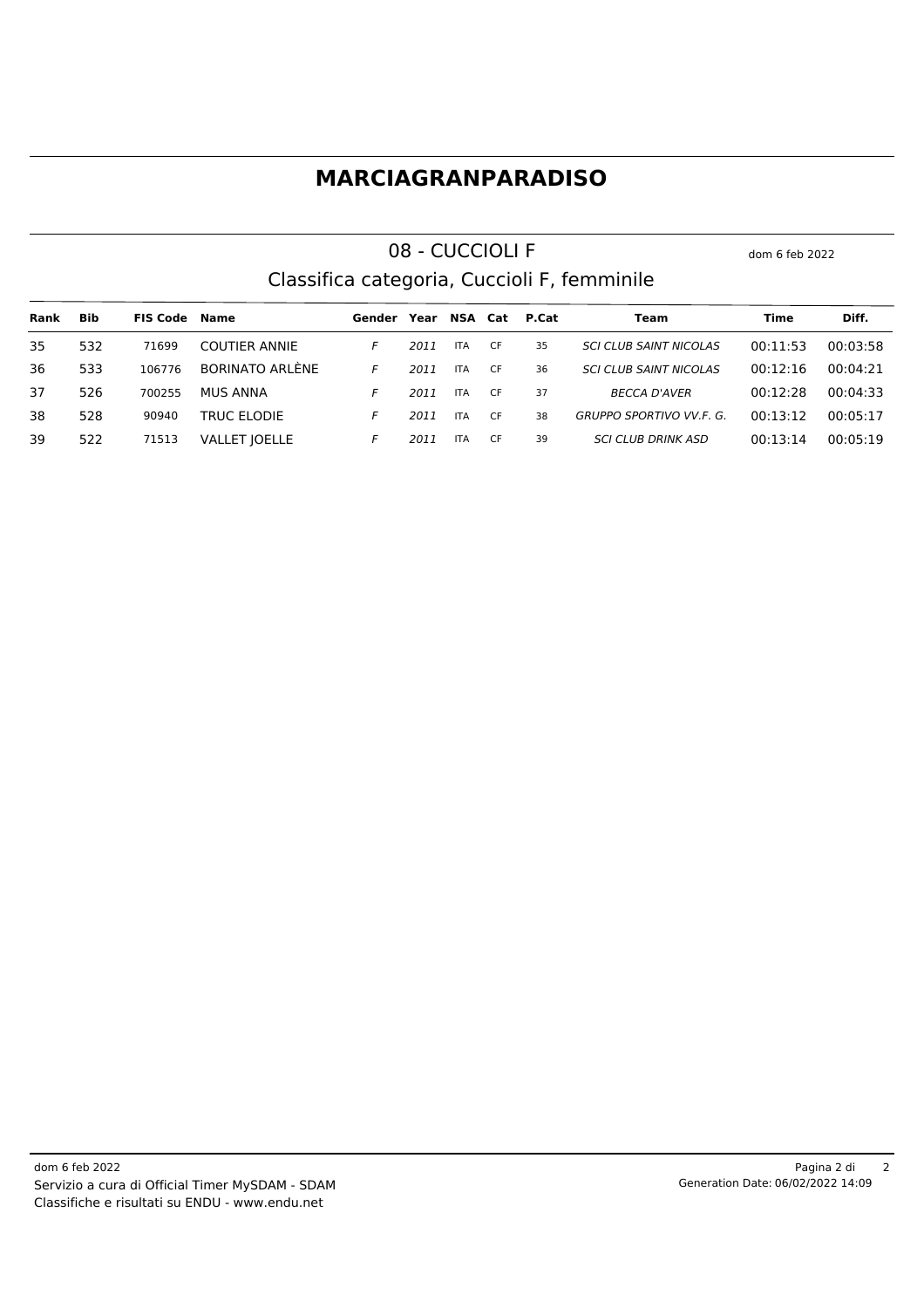# MARCIAGRANPARADISO

## 08 - CUCCIOLI F

dom 6 feb 2022

### Classifica categoria, Cuccioli F, femminile

| Rank | Bib | FIS Code | Name | Gender | Year | NSA | Cat | P.Cat | Team | Time | Diff. |
|---|---|---|---|---|---|---|---|---|---|---|---|
| 35 | 532 | 71699 | COUTIER ANNIE | *F* | *2011* | ITA | CF | 35 | *SCI CLUB SAINT NICOLAS* | 00:11:53 | 00:03:58 |
| 36 | 533 | 106776 | BORINATO ARLÈNE | *F* | *2011* | ITA | CF | 36 | *SCI CLUB SAINT NICOLAS* | 00:12:16 | 00:04:21 |
| 37 | 526 | 700255 | MUS ANNA | *F* | *2011* | ITA | CF | 37 | *BECCA D'AVER* | 00:12:28 | 00:04:33 |
| 38 | 528 | 90940 | TRUC ELODIE | *F* | *2011* | ITA | CF | 38 | *GRUPPO SPORTIVO VV.F. G.* | 00:13:12 | 00:05:17 |
| 39 | 522 | 71513 | VALLET JOELLE | *F* | *2011* | ITA | CF | 39 | *SCI CLUB DRINK ASD* | 00:13:14 | 00:05:19 |

dom 6 feb 2022
Servizio a cura di Official Timer MySDAM - SDAM
Classifiche e risultati su ENDU - www.endu.net

Generation Date: 06/02/2022 14:09